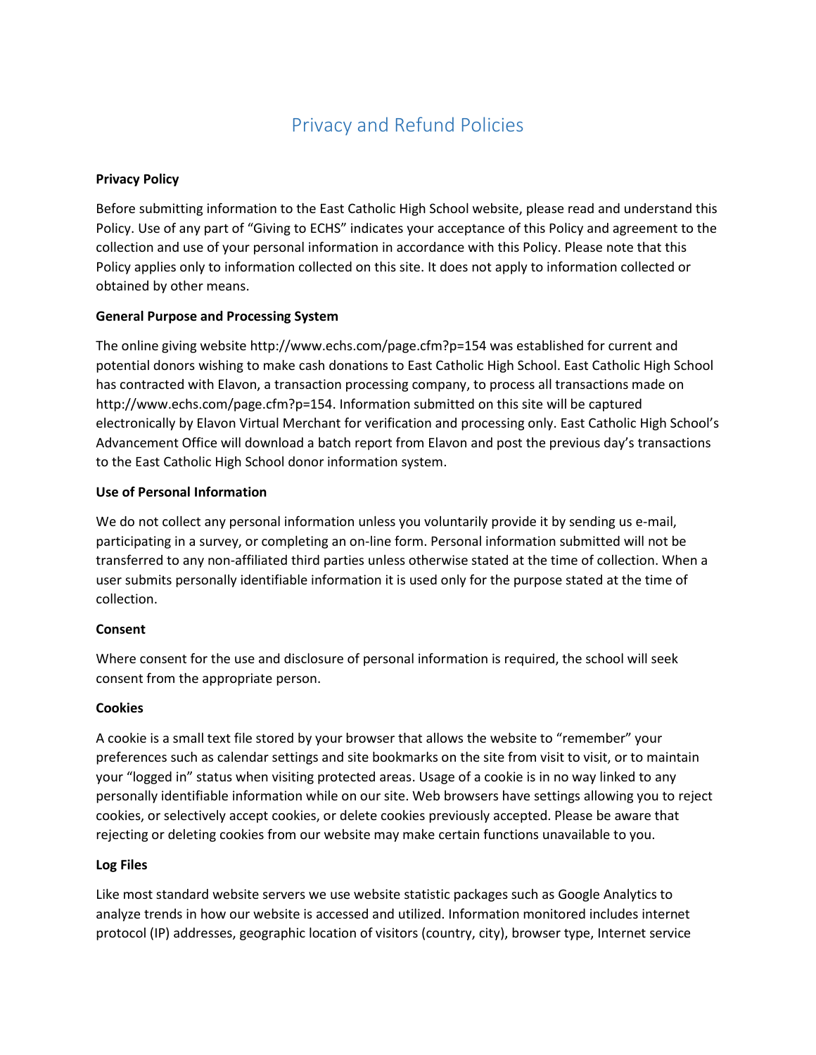# Privacy and Refund Policies

**Privacy Policy**

Before submitting information to the East Catholic High School website, please read and understand this Policy. Use of any part of "Giving to ECHS" indicates your acceptance of this Policy and agreement to the collection and use of your personal information in accordance with this Policy. Please note that this Policy applies only to information collected on this site. It does not apply to information collected or obtained by other means.

**General Purpose and Processing System**

The online giving website http://www.echs.com/page.cfm?p=154 was established for current and potential donors wishing to make cash donations to East Catholic High School. East Catholic High School has contracted with Elavon, a transaction processing company, to process all transactions made on http://www.echs.com/page.cfm?p=154. Information submitted on this site will be captured electronically by Elavon Virtual Merchant for verification and processing only. East Catholic High School's Advancement Office will download a batch report from Elavon and post the previous day's transactions to the East Catholic High School donor information system.

**Use of Personal Information**

We do not collect any personal information unless you voluntarily provide it by sending us e-mail, participating in a survey, or completing an on-line form. Personal information submitted will not be transferred to any non-affiliated third parties unless otherwise stated at the time of collection. When a user submits personally identifiable information it is used only for the purpose stated at the time of collection.

**Consent**

Where consent for the use and disclosure of personal information is required, the school will seek consent from the appropriate person.

**Cookies**

A cookie is a small text file stored by your browser that allows the website to "remember" your preferences such as calendar settings and site bookmarks on the site from visit to visit, or to maintain your "logged in" status when visiting protected areas. Usage of a cookie is in no way linked to any personally identifiable information while on our site. Web browsers have settings allowing you to reject cookies, or selectively accept cookies, or delete cookies previously accepted. Please be aware that rejecting or deleting cookies from our website may make certain functions unavailable to you.

**Log Files**

Like most standard website servers we use website statistic packages such as Google Analytics to analyze trends in how our website is accessed and utilized. Information monitored includes internet protocol (IP) addresses, geographic location of visitors (country, city), browser type, Internet service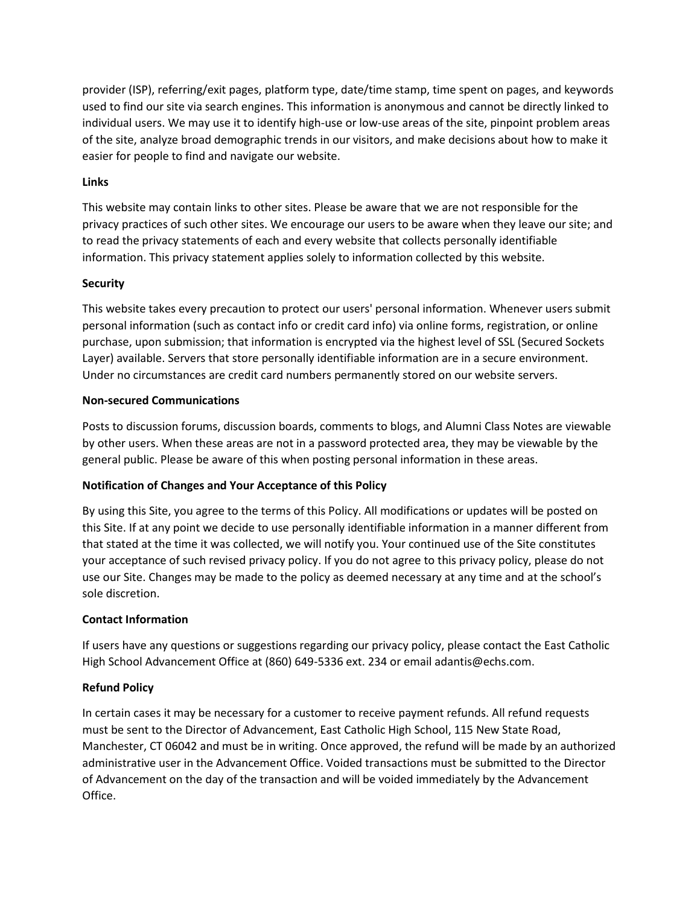provider (ISP), referring/exit pages, platform type, date/time stamp, time spent on pages, and keywords used to find our site via search engines. This information is anonymous and cannot be directly linked to individual users. We may use it to identify high-use or low-use areas of the site, pinpoint problem areas of the site, analyze broad demographic trends in our visitors, and make decisions about how to make it easier for people to find and navigate our website.

**Links**

This website may contain links to other sites. Please be aware that we are not responsible for the privacy practices of such other sites. We encourage our users to be aware when they leave our site; and to read the privacy statements of each and every website that collects personally identifiable information. This privacy statement applies solely to information collected by this website.

**Security**

This website takes every precaution to protect our users' personal information. Whenever users submit personal information (such as contact info or credit card info) via online forms, registration, or online purchase, upon submission; that information is encrypted via the highest level of SSL (Secured Sockets Layer) available. Servers that store personally identifiable information are in a secure environment. Under no circumstances are credit card numbers permanently stored on our website servers.

**Non-secured Communications**

Posts to discussion forums, discussion boards, comments to blogs, and Alumni Class Notes are viewable by other users. When these areas are not in a password protected area, they may be viewable by the general public. Please be aware of this when posting personal information in these areas.

**Notification of Changes and Your Acceptance of this Policy**

By using this Site, you agree to the terms of this Policy. All modifications or updates will be posted on this Site. If at any point we decide to use personally identifiable information in a manner different from that stated at the time it was collected, we will notify you. Your continued use of the Site constitutes your acceptance of such revised privacy policy. If you do not agree to this privacy policy, please do not use our Site. Changes may be made to the policy as deemed necessary at any time and at the school's sole discretion.

**Contact Information**

If users have any questions or suggestions regarding our privacy policy, please contact the East Catholic High School Advancement Office at (860) 649-5336 ext. 234 or email adantis@echs.com.

**Refund Policy**

In certain cases it may be necessary for a customer to receive payment refunds. All refund requests must be sent to the Director of Advancement, East Catholic High School, 115 New State Road, Manchester, CT 06042 and must be in writing. Once approved, the refund will be made by an authorized administrative user in the Advancement Office. Voided transactions must be submitted to the Director of Advancement on the day of the transaction and will be voided immediately by the Advancement Office.